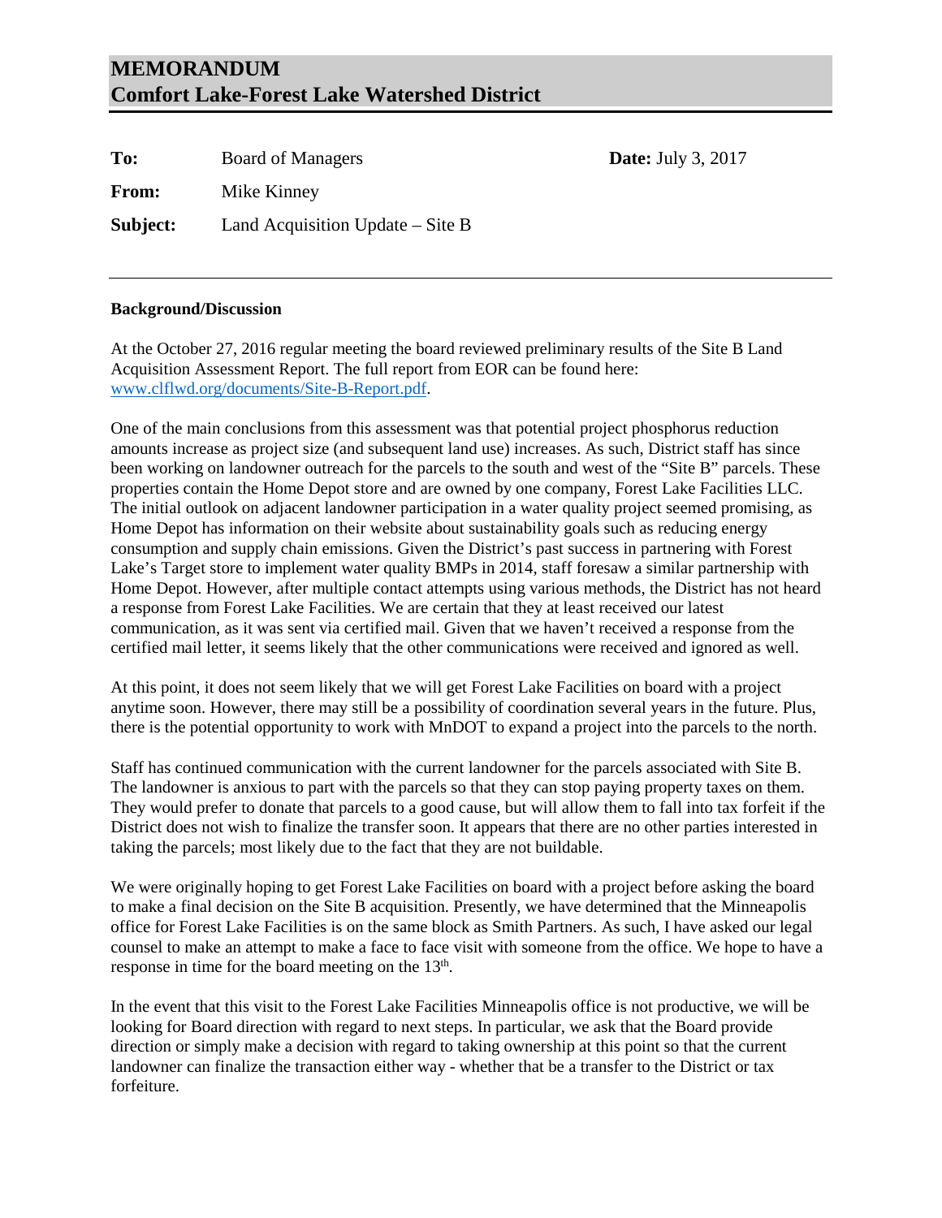# MEMORANDUM
# Comfort Lake-Forest Lake Watershed District

**To:** Board of Managers **Date:** July 3, 2017

**From:** Mike Kinney

**Subject:** Land Acquisition Update – Site B

---

**Background/Discussion**

At the October 27, 2016 regular meeting the board reviewed preliminary results of the Site B Land Acquisition Assessment Report. The full report from EOR can be found here: www.clflwd.org/documents/Site-B-Report.pdf.

One of the main conclusions from this assessment was that potential project phosphorus reduction amounts increase as project size (and subsequent land use) increases. As such, District staff has since been working on landowner outreach for the parcels to the south and west of the "Site B" parcels. These properties contain the Home Depot store and are owned by one company, Forest Lake Facilities LLC. The initial outlook on adjacent landowner participation in a water quality project seemed promising, as Home Depot has information on their website about sustainability goals such as reducing energy consumption and supply chain emissions. Given the District's past success in partnering with Forest Lake's Target store to implement water quality BMPs in 2014, staff foresaw a similar partnership with Home Depot. However, after multiple contact attempts using various methods, the District has not heard a response from Forest Lake Facilities. We are certain that they at least received our latest communication, as it was sent via certified mail. Given that we haven't received a response from the certified mail letter, it seems likely that the other communications were received and ignored as well.

At this point, it does not seem likely that we will get Forest Lake Facilities on board with a project anytime soon. However, there may still be a possibility of coordination several years in the future. Plus, there is the potential opportunity to work with MnDOT to expand a project into the parcels to the north.

Staff has continued communication with the current landowner for the parcels associated with Site B. The landowner is anxious to part with the parcels so that they can stop paying property taxes on them. They would prefer to donate that parcels to a good cause, but will allow them to fall into tax forfeit if the District does not wish to finalize the transfer soon. It appears that there are no other parties interested in taking the parcels; most likely due to the fact that they are not buildable.

We were originally hoping to get Forest Lake Facilities on board with a project before asking the board to make a final decision on the Site B acquisition. Presently, we have determined that the Minneapolis office for Forest Lake Facilities is on the same block as Smith Partners. As such, I have asked our legal counsel to make an attempt to make a face to face visit with someone from the office. We hope to have a response in time for the board meeting on the 13th.

In the event that this visit to the Forest Lake Facilities Minneapolis office is not productive, we will be looking for Board direction with regard to next steps. In particular, we ask that the Board provide direction or simply make a decision with regard to taking ownership at this point so that the current landowner can finalize the transaction either way - whether that be a transfer to the District or tax forfeiture.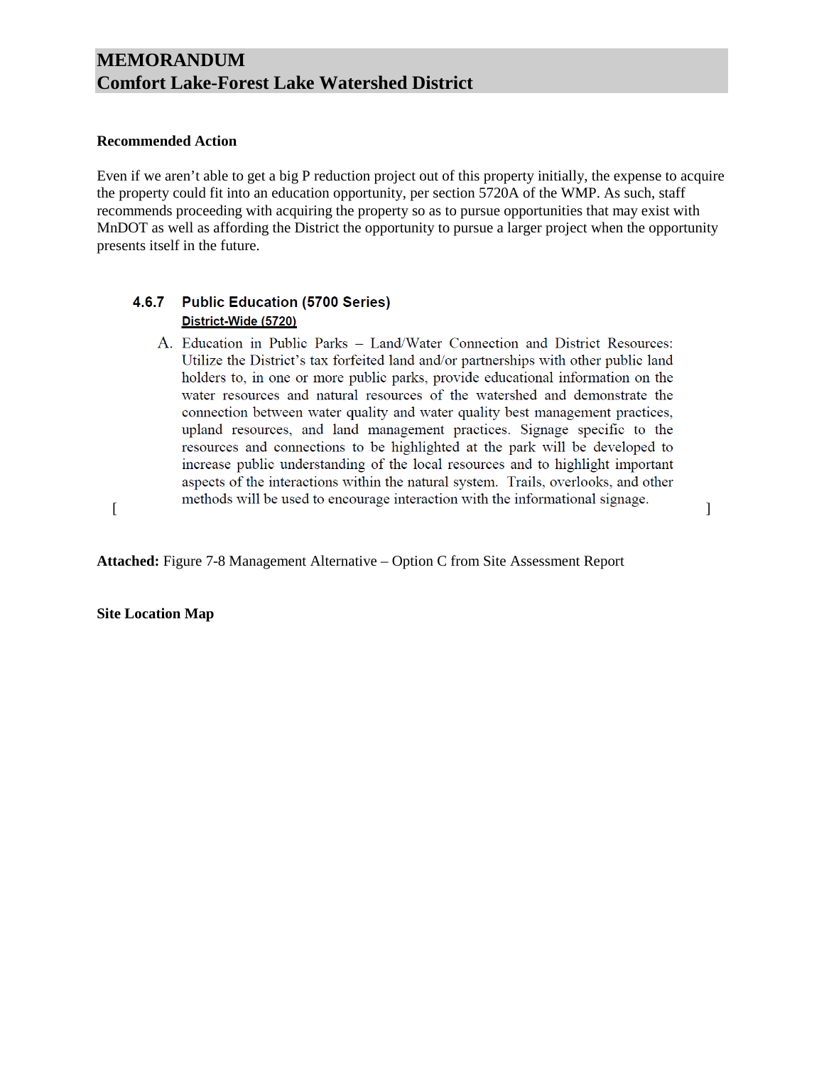# MEMORANDUM
# Comfort Lake-Forest Lake Watershed District

**Recommended Action**

Even if we aren't able to get a big P reduction project out of this property initially, the expense to acquire the property could fit into an education opportunity, per section 5720A of the WMP. As such, staff recommends proceeding with acquiring the property so as to pursue opportunities that may exist with MnDOT as well as affording the District the opportunity to pursue a larger project when the opportunity presents itself in the future.

[

### 4.6.7 Public Education (5700 Series)

**District-Wide (5720)**

A. Education in Public Parks – Land/Water Connection and District Resources: Utilize the District's tax forfeited land and/or partnerships with other public land holders to, in one or more public parks, provide educational information on the water resources and natural resources of the watershed and demonstrate the connection between water quality and water quality best management practices, upland resources, and land management practices. Signage specific to the resources and connections to be highlighted at the park will be developed to increase public understanding of the local resources and to highlight important aspects of the interactions within the natural system. Trails, overlooks, and other methods will be used to encourage interaction with the informational signage.

]

**Attached:** Figure 7-8 Management Alternative – Option C from Site Assessment Report

**Site Location Map**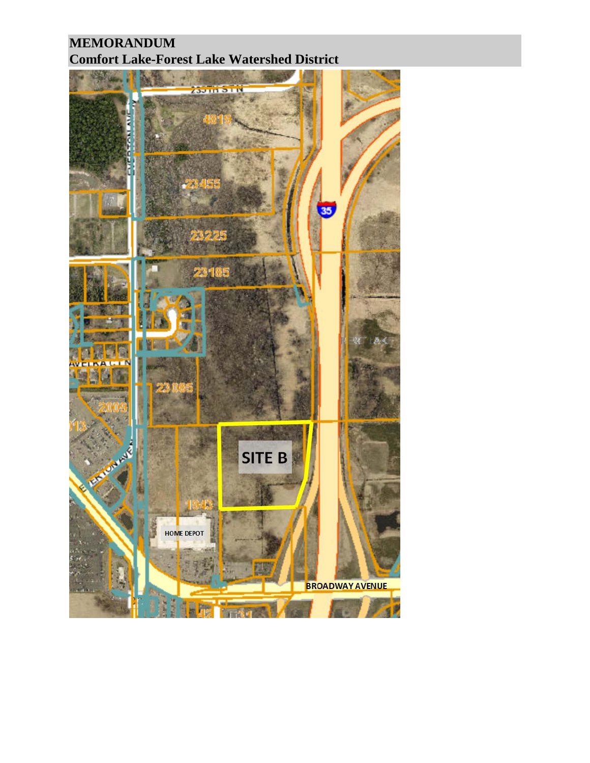SITE B

HOME DEPOT

BROADWAY AVENUE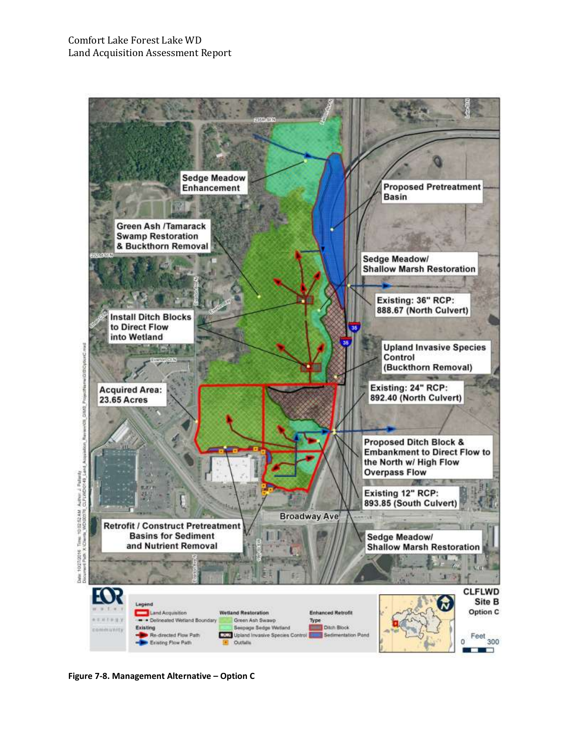Sedge Meadow Enhancement

Proposed Pretreatment Basin

Green Ash /Tamarack Swamp Restoration & Buckthorn Removal

Sedge Meadow/ Shallow Marsh Restoration

Existing: 36" RCP: 888.67 (North Culvert)

Install Ditch Blocks to Direct Flow into Wetland

Upland Invasive Species Control (Buckthorn Removal)

Acquired Area: 23.65 Acres

Existing: 24" RCP: 892.40 (North Culvert)

Proposed Ditch Block & Embankment to Direct Flow to the North w/ High Flow Overpass Flow

Existing 12" RCP: 893.85 (South Culvert)

Broadway Ave

Retrofit / Construct Pretreatment Basins for Sediment and Nutrient Removal

Sedge Meadow/ Shallow Marsh Restoration

Legend

Land Acquisition

Delineated Wetland Boundary

Existing

Re-directed Flow Path

Existing Flow Path

Wetland Restoration

Green Ash Swamp

Seepage Sedge Wetland

Upland Invasive Species Control

Outfalls

Enhanced Retrofit Type

Ditch Block

Sedimentation Pond

CLFLWD

Site B

Option C

Feet

0 300

**Figure 7-8. Management Alternative – Option C**